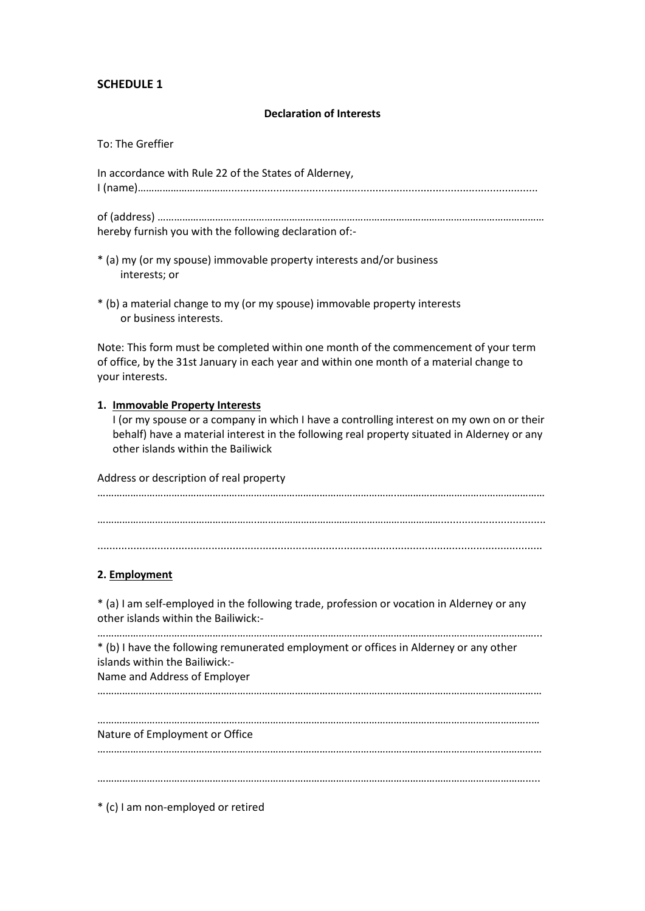**SCHEDULE 1**

**Declaration of Interests**

To: The Greffier

In accordance with Rule 22 of the States of Alderney,
I (name)…………………………...............................................................................................

of (address) …………………………………………………………………………………………………………………
hereby furnish you with the following declaration of:-

* (a) my (or my spouse) immovable property interests and/or business interests; or

* (b) a material change to my (or my spouse) immovable property interests or business interests.

Note: This form must be completed within one month of the commencement of your term of office, by the 31st January in each year and within one month of a material change to your interests.

1. **Immovable Property Interests**
   I (or my spouse or a company in which I have a controlling interest on my own on or their behalf) have a material interest in the following real property situated in Alderney or any other islands within the Bailiwick

Address or description of real property

……………………………………………………………………………………………………………………………………

……………………………………………………………………………………………………………………………………

……………………………………………………………………………………………………………………………………

**2. Employment**

* (a) I am self-employed in the following trade, profession or vocation in Alderney or any other islands within the Bailiwick:-

……………………………………………………………………………………………………………………………………

* (b) I have the following remunerated employment or offices in Alderney or any other islands within the Bailiwick:-

Name and Address of Employer

……………………………………………………………………………………………………………………………………

……………………………………………………………………………………………………………………………………

Nature of Employment or Office

……………………………………………………………………………………………………………………………………

……………………………………………………………………………………………………………………………………

* (c) I am non-employed or retired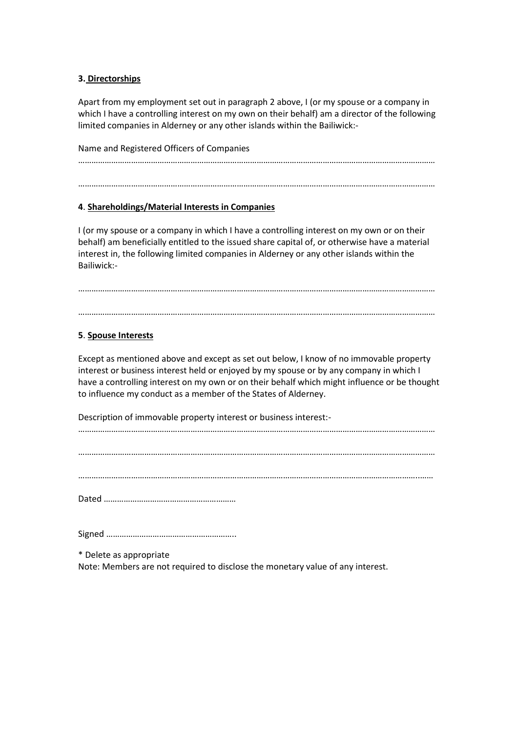**3. Directorships**

Apart from my employment set out in paragraph 2 above, I (or my spouse or a company in which I have a controlling interest on my own on their behalf) am a director of the following limited companies in Alderney or any other islands within the Bailiwick:-

Name and Registered Officers of Companies

………………………………………………………………………………………………………………………………………………

………………………………………………………………………………………………………………………………………………

**4. Shareholdings/Material Interests in Companies**

I (or my spouse or a company in which I have a controlling interest on my own or on their behalf) am beneficially entitled to the issued share capital of, or otherwise have a material interest in, the following limited companies in Alderney or any other islands within the Bailiwick:-

………………………………………………………………………………………………………………………………………………

………………………………………………………………………………………………………………………………………………

**5. Spouse Interests**

Except as mentioned above and except as set out below, I know of no immovable property interest or business interest held or enjoyed by my spouse or by any company in which I have a controlling interest on my own or on their behalf which might influence or be thought to influence my conduct as a member of the States of Alderney.

Description of immovable property interest or business interest:-

………………………………………………………………………………………………………………………………………………

………………………………………………………………………………………………………………………………………………

………………………………………………………………………………………………………………………………………………

Dated ……………………………………………………

Signed …………………………………………………..

* Delete as appropriate

Note: Members are not required to disclose the monetary value of any interest.